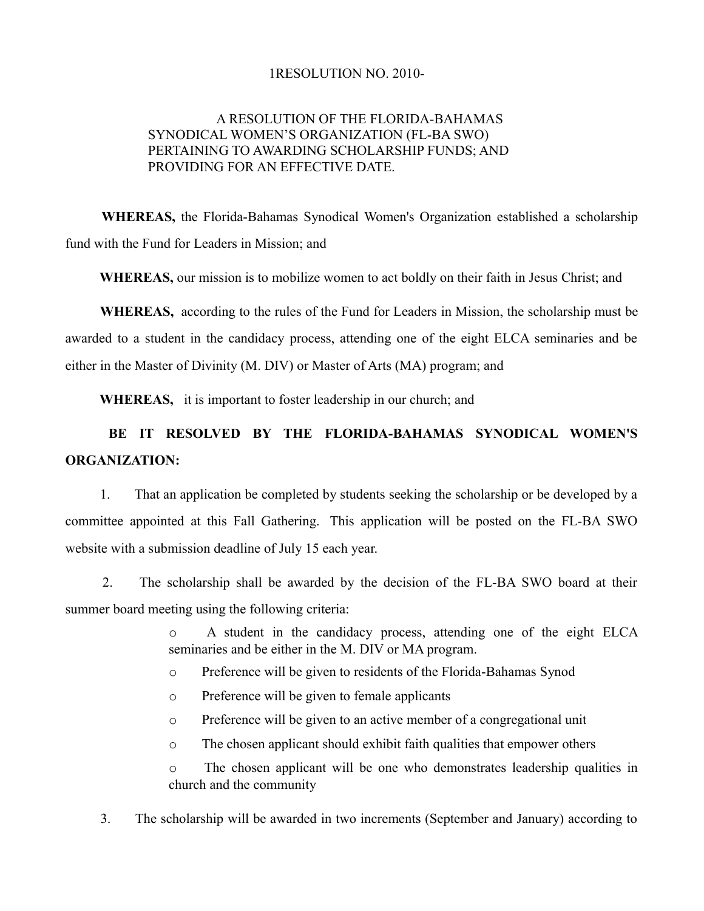1RESOLUTION NO. 2010-

A RESOLUTION OF THE FLORIDA-BAHAMAS SYNODICAL WOMEN'S ORGANIZATION (FL-BA SWO) PERTAINING TO AWARDING SCHOLARSHIP FUNDS; AND PROVIDING FOR AN EFFECTIVE DATE.

**WHEREAS,** the Florida-Bahamas Synodical Women's Organization established a scholarship fund with the Fund for Leaders in Mission; and

**WHEREAS,** our mission is to mobilize women to act boldly on their faith in Jesus Christ; and

**WHEREAS,** according to the rules of the Fund for Leaders in Mission, the scholarship must be awarded to a student in the candidacy process, attending one of the eight ELCA seminaries and be either in the Master of Divinity (M. DIV) or Master of Arts (MA) program; and

**WHEREAS,** it is important to foster leadership in our church; and

**BE IT RESOLVED BY THE FLORIDA-BAHAMAS SYNODICAL WOMEN'S ORGANIZATION:**

1. That an application be completed by students seeking the scholarship or be developed by a committee appointed at this Fall Gathering. This application will be posted on the FL-BA SWO website with a submission deadline of July 15 each year.

2. The scholarship shall be awarded by the decision of the FL-BA SWO board at their summer board meeting using the following criteria:

   - A student in the candidacy process, attending one of the eight ELCA seminaries and be either in the M. DIV or MA program.
   - Preference will be given to residents of the Florida-Bahamas Synod
   - Preference will be given to female applicants
   - Preference will be given to an active member of a congregational unit
   - The chosen applicant should exhibit faith qualities that empower others
   - The chosen applicant will be one who demonstrates leadership qualities in church and the community

3. The scholarship will be awarded in two increments (September and January) according to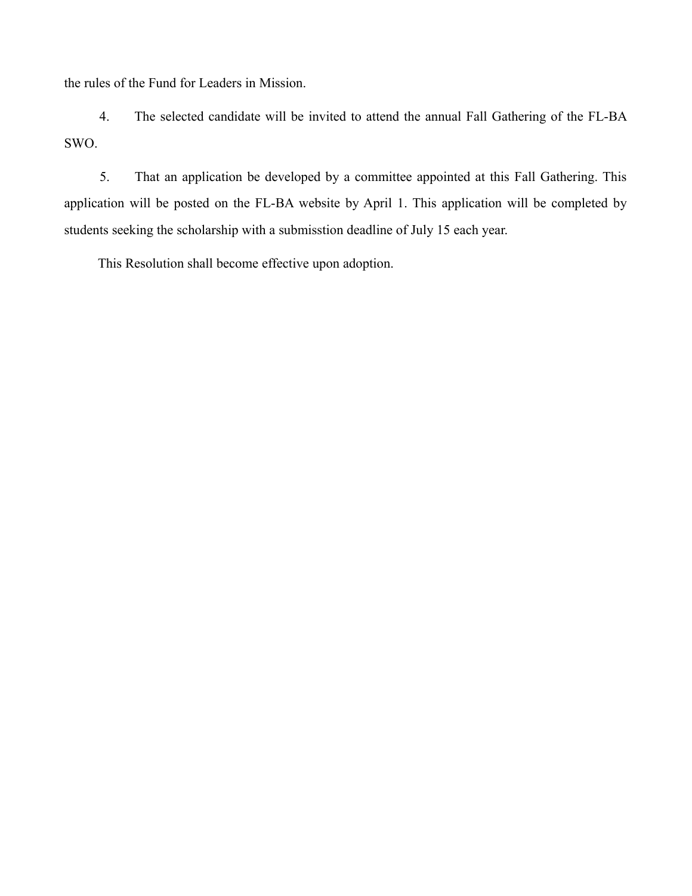the rules of the Fund for Leaders in Mission.

4. The selected candidate will be invited to attend the annual Fall Gathering of the FL-BA SWO.

5. That an application be developed by a committee appointed at this Fall Gathering. This application will be posted on the FL-BA website by April 1. This application will be completed by students seeking the scholarship with a submisstion deadline of July 15 each year.

This Resolution shall become effective upon adoption.